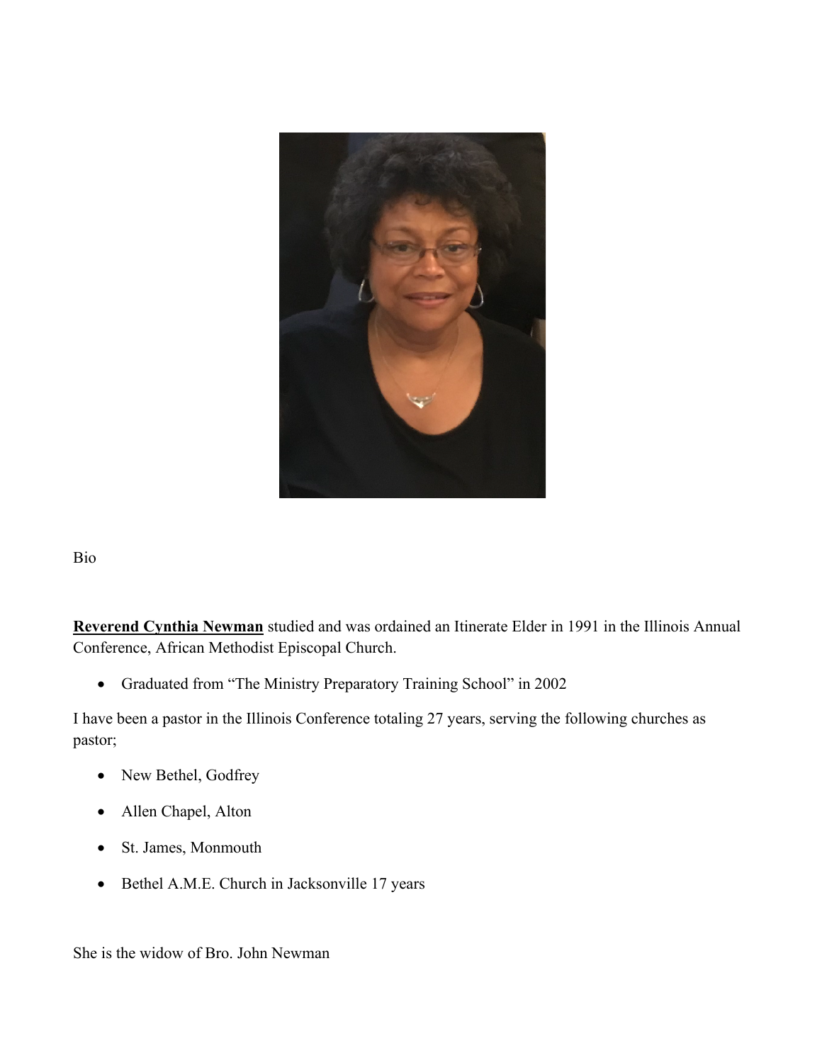Bio

**Reverend Cynthia Newman** studied and was ordained an Itinerate Elder in 1991 in the Illinois Annual Conference, African Methodist Episcopal Church.

- Graduated from "The Ministry Preparatory Training School" in 2002

I have been a pastor in the Illinois Conference totaling 27 years, serving the following churches as pastor;

- New Bethel, Godfrey
- Allen Chapel, Alton
- St. James, Monmouth
- Bethel A.M.E. Church in Jacksonville 17 years

She is the widow of Bro. John Newman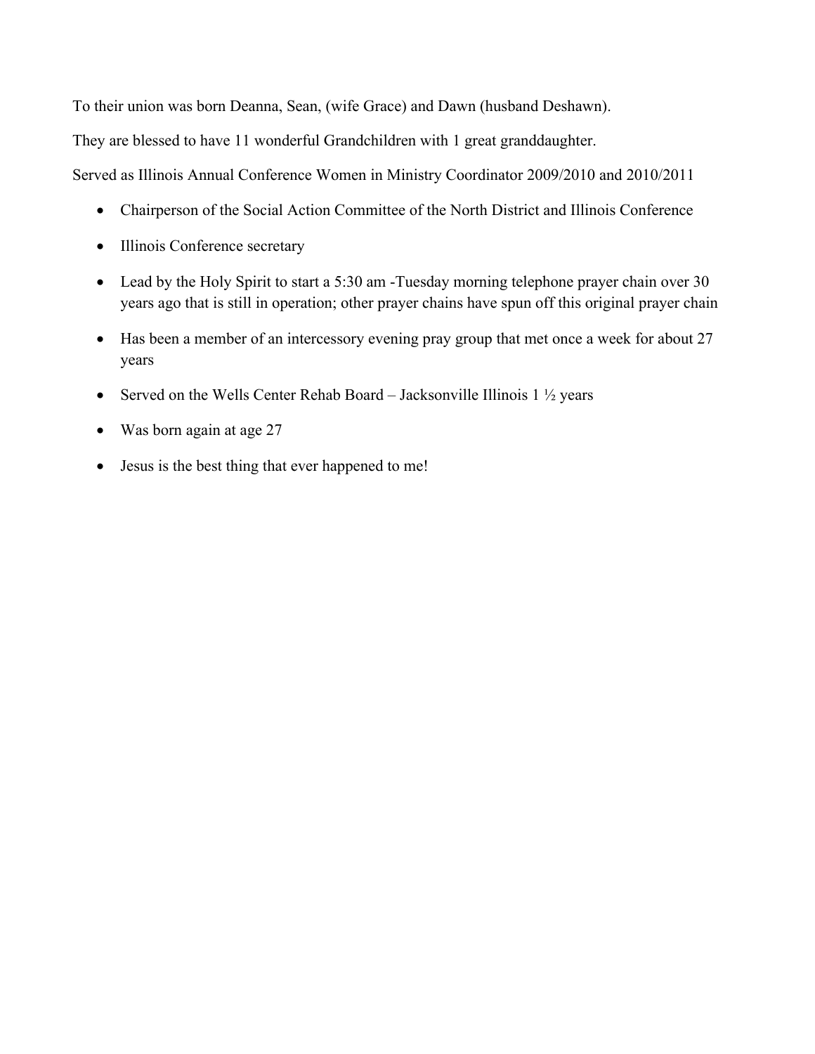To their union was born Deanna, Sean, (wife Grace) and Dawn (husband Deshawn).

They are blessed to have 11 wonderful Grandchildren with 1 great granddaughter.

Served as Illinois Annual Conference Women in Ministry Coordinator 2009/2010 and 2010/2011

- Chairperson of the Social Action Committee of the North District and Illinois Conference
- Illinois Conference secretary
- Lead by the Holy Spirit to start a 5:30 am -Tuesday morning telephone prayer chain over 30 years ago that is still in operation; other prayer chains have spun off this original prayer chain
- Has been a member of an intercessory evening pray group that met once a week for about 27 years
- Served on the Wells Center Rehab Board – Jacksonville Illinois 1 ½ years
- Was born again at age 27
- Jesus is the best thing that ever happened to me!